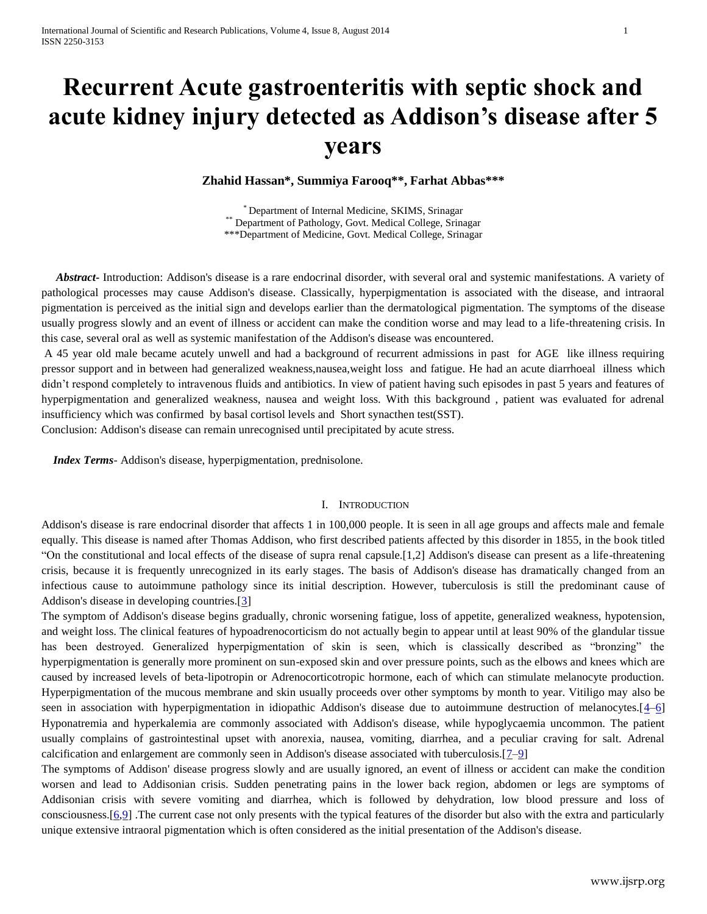# Recurrent Acute gastroenteritis with septic shock and acute kidney injury detected as Addison's disease after 5 years

**Zhahid Hassan\*, Summiya Farooq\*\*, Farhat Abbas\*\*\***

\* Department of Internal Medicine, SKIMS, Srinagar
\*\* Department of Pathology, Govt. Medical College, Srinagar
\*\*\*Department of Medicine, Govt. Medical College, Srinagar

***Abstract***- Introduction: Addison's disease is a rare endocrinal disorder, with several oral and systemic manifestations. A variety of pathological processes may cause Addison's disease. Classically, hyperpigmentation is associated with the disease, and intraoral pigmentation is perceived as the initial sign and develops earlier than the dermatological pigmentation. The symptoms of the disease usually progress slowly and an event of illness or accident can make the condition worse and may lead to a life-threatening crisis. In this case, several oral as well as systemic manifestation of the Addison's disease was encountered.

A 45 year old male became acutely unwell and had a background of recurrent admissions in past for AGE like illness requiring pressor support and in between had generalized weakness,nausea,weight loss and fatigue. He had an acute diarrhoeal illness which didn't respond completely to intravenous fluids and antibiotics. In view of patient having such episodes in past 5 years and features of hyperpigmentation and generalized weakness, nausea and weight loss. With this background , patient was evaluated for adrenal insufficiency which was confirmed by basal cortisol levels and Short synacthen test(SST).

Conclusion: Addison's disease can remain unrecognised until precipitated by acute stress.

***Index Terms***- Addison's disease, hyperpigmentation, prednisolone.

## I. Introduction

Addison's disease is rare endocrinal disorder that affects 1 in 100,000 people. It is seen in all age groups and affects male and female equally. This disease is named after Thomas Addison, who first described patients affected by this disorder in 1855, in the book titled "On the constitutional and local effects of the disease of supra renal capsule.[1,2] Addison's disease can present as a life-threatening crisis, because it is frequently unrecognized in its early stages. The basis of Addison's disease has dramatically changed from an infectious cause to autoimmune pathology since its initial description. However, tuberculosis is still the predominant cause of Addison's disease in developing countries.[3]

The symptom of Addison's disease begins gradually, chronic worsening fatigue, loss of appetite, generalized weakness, hypotension, and weight loss. The clinical features of hypoadrenocorticism do not actually begin to appear until at least 90% of the glandular tissue has been destroyed. Generalized hyperpigmentation of skin is seen, which is classically described as "bronzing" the hyperpigmentation is generally more prominent on sun-exposed skin and over pressure points, such as the elbows and knees which are caused by increased levels of beta-lipotropin or Adrenocorticotropic hormone, each of which can stimulate melanocyte production. Hyperpigmentation of the mucous membrane and skin usually proceeds over other symptoms by month to year. Vitiligo may also be seen in association with hyperpigmentation in idiopathic Addison's disease due to autoimmune destruction of melanocytes.[4–6] Hyponatremia and hyperkalemia are commonly associated with Addison's disease, while hypoglycaemia uncommon. The patient usually complains of gastrointestinal upset with anorexia, nausea, vomiting, diarrhea, and a peculiar craving for salt. Adrenal calcification and enlargement are commonly seen in Addison's disease associated with tuberculosis.[7–9]

The symptoms of Addison' disease progress slowly and are usually ignored, an event of illness or accident can make the condition worsen and lead to Addisonian crisis. Sudden penetrating pains in the lower back region, abdomen or legs are symptoms of Addisonian crisis with severe vomiting and diarrhea, which is followed by dehydration, low blood pressure and loss of consciousness.[6,9] .The current case not only presents with the typical features of the disorder but also with the extra and particularly unique extensive intraoral pigmentation which is often considered as the initial presentation of the Addison's disease.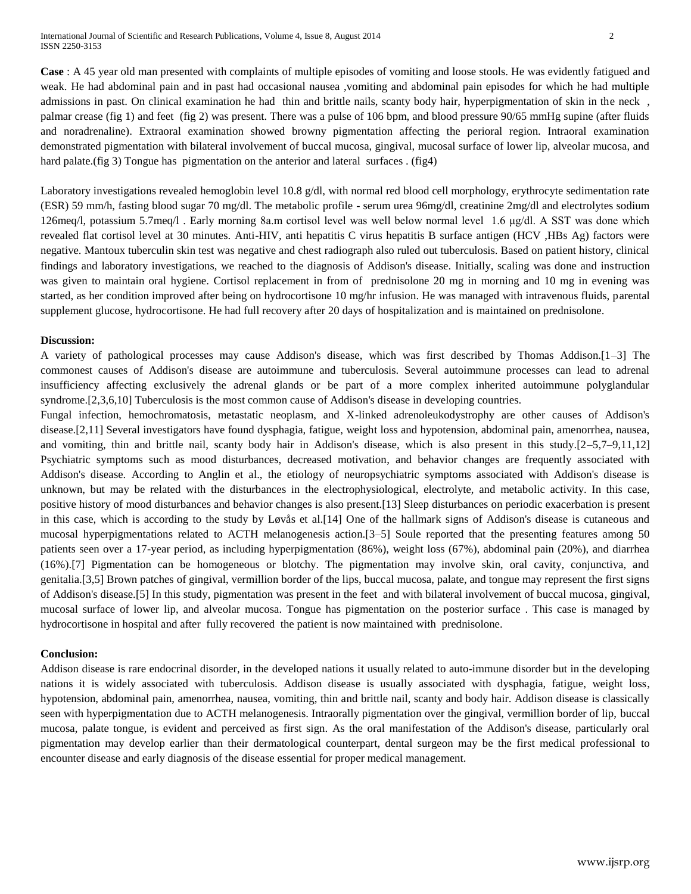**Case** : A 45 year old man presented with complaints of multiple episodes of vomiting and loose stools. He was evidently fatigued and weak. He had abdominal pain and in past had occasional nausea ,vomiting and abdominal pain episodes for which he had multiple admissions in past. On clinical examination he had thin and brittle nails, scanty body hair, hyperpigmentation of skin in the neck , palmar crease (fig 1) and feet (fig 2) was present. There was a pulse of 106 bpm, and blood pressure 90/65 mmHg supine (after fluids and noradrenaline). Extraoral examination showed browny pigmentation affecting the perioral region. Intraoral examination demonstrated pigmentation with bilateral involvement of buccal mucosa, gingival, mucosal surface of lower lip, alveolar mucosa, and hard palate.(fig 3) Tongue has pigmentation on the anterior and lateral surfaces . (fig4)

Laboratory investigations revealed hemoglobin level 10.8 g/dl, with normal red blood cell morphology, erythrocyte sedimentation rate (ESR) 59 mm/h, fasting blood sugar 70 mg/dl. The metabolic profile - serum urea 96mg/dl, creatinine 2mg/dl and electrolytes sodium 126meq/l, potassium 5.7meq/l . Early morning 8a.m cortisol level was well below normal level 1.6 μg/dl. A SST was done which revealed flat cortisol level at 30 minutes. Anti-HIV, anti hepatitis C virus hepatitis B surface antigen (HCV ,HBs Ag) factors were negative. Mantoux tuberculin skin test was negative and chest radiograph also ruled out tuberculosis. Based on patient history, clinical findings and laboratory investigations, we reached to the diagnosis of Addison's disease. Initially, scaling was done and instruction was given to maintain oral hygiene. Cortisol replacement in from of prednisolone 20 mg in morning and 10 mg in evening was started, as her condition improved after being on hydrocortisone 10 mg/hr infusion. He was managed with intravenous fluids, parental supplement glucose, hydrocortisone. He had full recovery after 20 days of hospitalization and is maintained on prednisolone.

**Discussion:**

A variety of pathological processes may cause Addison's disease, which was first described by Thomas Addison.[1–3] The commonest causes of Addison's disease are autoimmune and tuberculosis. Several autoimmune processes can lead to adrenal insufficiency affecting exclusively the adrenal glands or be part of a more complex inherited autoimmune polyglandular syndrome.[2,3,6,10] Tuberculosis is the most common cause of Addison's disease in developing countries.

Fungal infection, hemochromatosis, metastatic neoplasm, and X-linked adrenoleukodystrophy are other causes of Addison's disease.[2,11] Several investigators have found dysphagia, fatigue, weight loss and hypotension, abdominal pain, amenorrhea, nausea, and vomiting, thin and brittle nail, scanty body hair in Addison's disease, which is also present in this study.[2–5,7–9,11,12] Psychiatric symptoms such as mood disturbances, decreased motivation, and behavior changes are frequently associated with Addison's disease. According to Anglin et al., the etiology of neuropsychiatric symptoms associated with Addison's disease is unknown, but may be related with the disturbances in the electrophysiological, electrolyte, and metabolic activity. In this case, positive history of mood disturbances and behavior changes is also present.[13] Sleep disturbances on periodic exacerbation is present in this case, which is according to the study by Løvås et al.[14] One of the hallmark signs of Addison's disease is cutaneous and mucosal hyperpigmentations related to ACTH melanogenesis action.[3–5] Soule reported that the presenting features among 50 patients seen over a 17-year period, as including hyperpigmentation (86%), weight loss (67%), abdominal pain (20%), and diarrhea (16%).[7] Pigmentation can be homogeneous or blotchy. The pigmentation may involve skin, oral cavity, conjunctiva, and genitalia.[3,5] Brown patches of gingival, vermillion border of the lips, buccal mucosa, palate, and tongue may represent the first signs of Addison's disease.[5] In this study, pigmentation was present in the feet and with bilateral involvement of buccal mucosa, gingival, mucosal surface of lower lip, and alveolar mucosa. Tongue has pigmentation on the posterior surface . This case is managed by hydrocortisone in hospital and after fully recovered the patient is now maintained with prednisolone.

**Conclusion:**

Addison disease is rare endocrinal disorder, in the developed nations it usually related to auto-immune disorder but in the developing nations it is widely associated with tuberculosis. Addison disease is usually associated with dysphagia, fatigue, weight loss, hypotension, abdominal pain, amenorrhea, nausea, vomiting, thin and brittle nail, scanty and body hair. Addison disease is classically seen with hyperpigmentation due to ACTH melanogenesis. Intraorally pigmentation over the gingival, vermillion border of lip, buccal mucosa, palate tongue, is evident and perceived as first sign. As the oral manifestation of the Addison's disease, particularly oral pigmentation may develop earlier than their dermatological counterpart, dental surgeon may be the first medical professional to encounter disease and early diagnosis of the disease essential for proper medical management.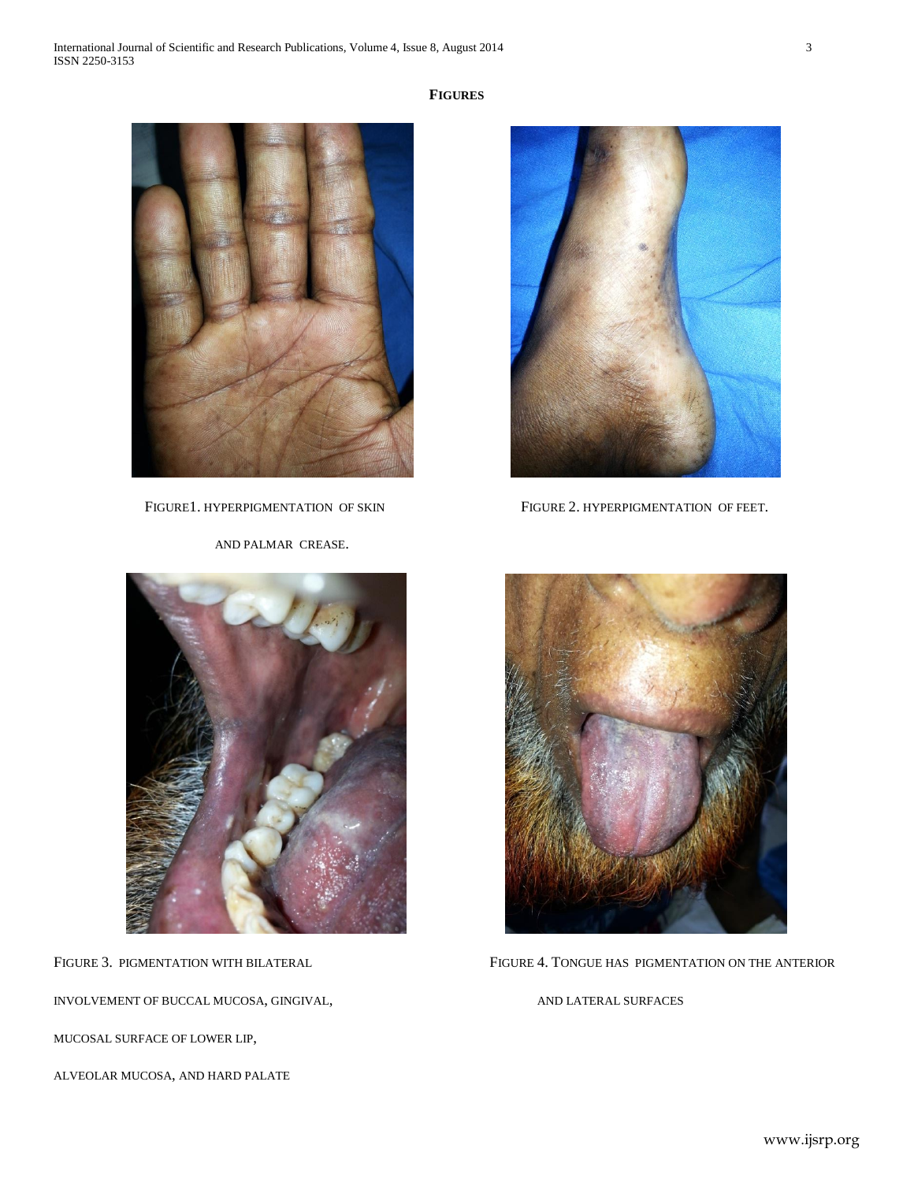**FIGURES**

FIGURE1. HYPERPIGMENTATION OF SKIN AND PALMAR CREASE.

FIGURE 2. HYPERPIGMENTATION OF FEET.

FIGURE 3. PIGMENTATION WITH BILATERAL INVOLVEMENT OF BUCCAL MUCOSA, GINGIVAL, MUCOSAL SURFACE OF LOWER LIP, ALVEOLAR MUCOSA, AND HARD PALATE

FIGURE 4. TONGUE HAS PIGMENTATION ON THE ANTERIOR AND LATERAL SURFACES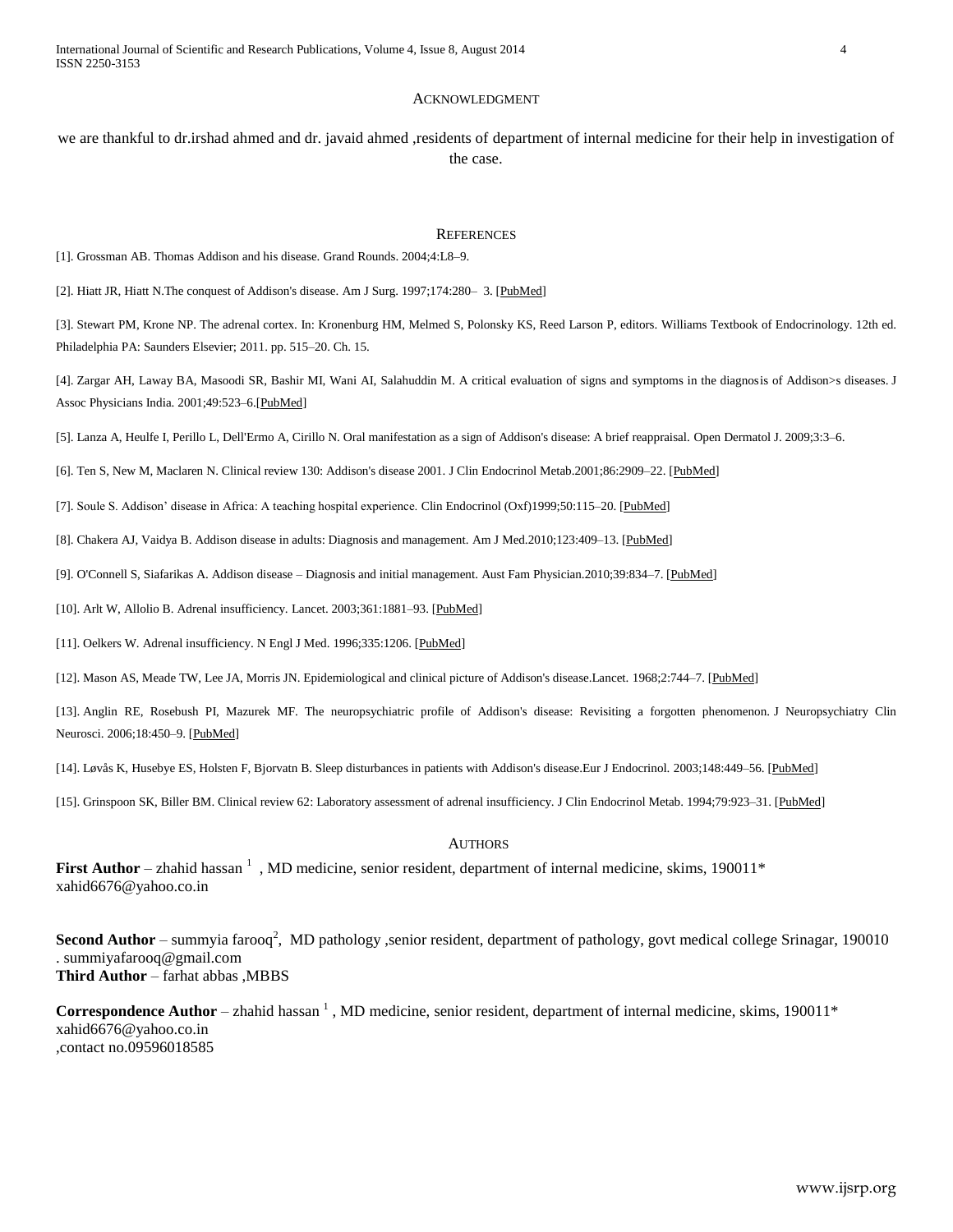## ACKNOWLEDGMENT

we are thankful to dr.irshad ahmed and dr. javaid ahmed ,residents of department of internal medicine for their help in investigation of the case.

## REFERENCES

[1]. Grossman AB. Thomas Addison and his disease. Grand Rounds. 2004;4:L8–9.

[2]. Hiatt JR, Hiatt N.The conquest of Addison's disease. Am J Surg. 1997;174:280– 3. [PubMed]

[3]. Stewart PM, Krone NP. The adrenal cortex. In: Kronenburg HM, Melmed S, Polonsky KS, Reed Larson P, editors. Williams Textbook of Endocrinology. 12th ed. Philadelphia PA: Saunders Elsevier; 2011. pp. 515–20. Ch. 15.

[4]. Zargar AH, Laway BA, Masoodi SR, Bashir MI, Wani AI, Salahuddin M. A critical evaluation of signs and symptoms in the diagnosis of Addison>s diseases. J Assoc Physicians India. 2001;49:523–6.[PubMed]

[5]. Lanza A, Heulfe I, Perillo L, Dell'Ermo A, Cirillo N. Oral manifestation as a sign of Addison's disease: A brief reappraisal. Open Dermatol J. 2009;3:3–6.

[6]. Ten S, New M, Maclaren N. Clinical review 130: Addison's disease 2001. J Clin Endocrinol Metab.2001;86:2909–22. [PubMed]

[7]. Soule S. Addison' disease in Africa: A teaching hospital experience. Clin Endocrinol (Oxf)1999;50:115–20. [PubMed]

[8]. Chakera AJ, Vaidya B. Addison disease in adults: Diagnosis and management. Am J Med.2010;123:409–13. [PubMed]

[9]. O'Connell S, Siafarikas A. Addison disease – Diagnosis and initial management. Aust Fam Physician.2010;39:834–7. [PubMed]

[10]. Arlt W, Allolio B. Adrenal insufficiency. Lancet. 2003;361:1881–93. [PubMed]

[11]. Oelkers W. Adrenal insufficiency. N Engl J Med. 1996;335:1206. [PubMed]

[12]. Mason AS, Meade TW, Lee JA, Morris JN. Epidemiological and clinical picture of Addison's disease.Lancet. 1968;2:744–7. [PubMed]

[13]. Anglin RE, Rosebush PI, Mazurek MF. The neuropsychiatric profile of Addison's disease: Revisiting a forgotten phenomenon. J Neuropsychiatry Clin Neurosci. 2006;18:450–9. [PubMed]

[14]. Løvås K, Husebye ES, Holsten F, Bjorvatn B. Sleep disturbances in patients with Addison's disease.Eur J Endocrinol. 2003;148:449–56. [PubMed]

[15]. Grinspoon SK, Biller BM. Clinical review 62: Laboratory assessment of adrenal insufficiency. J Clin Endocrinol Metab. 1994;79:923–31. [PubMed]

## AUTHORS

**First Author** – zhahid hassan [1] , MD medicine, senior resident, department of internal medicine, skims, 190011*
xahid6676@yahoo.co.in

**Second Author** – summyia farooq[2], MD pathology ,senior resident, department of pathology, govt medical college Srinagar, 190010 . summiyafarooq@gmail.com

**Third Author** – farhat abbas ,MBBS

**Correspondence Author** – zhahid hassan [1] , MD medicine, senior resident, department of internal medicine, skims, 190011*
xahid6676@yahoo.co.in
,contact no.09596018585